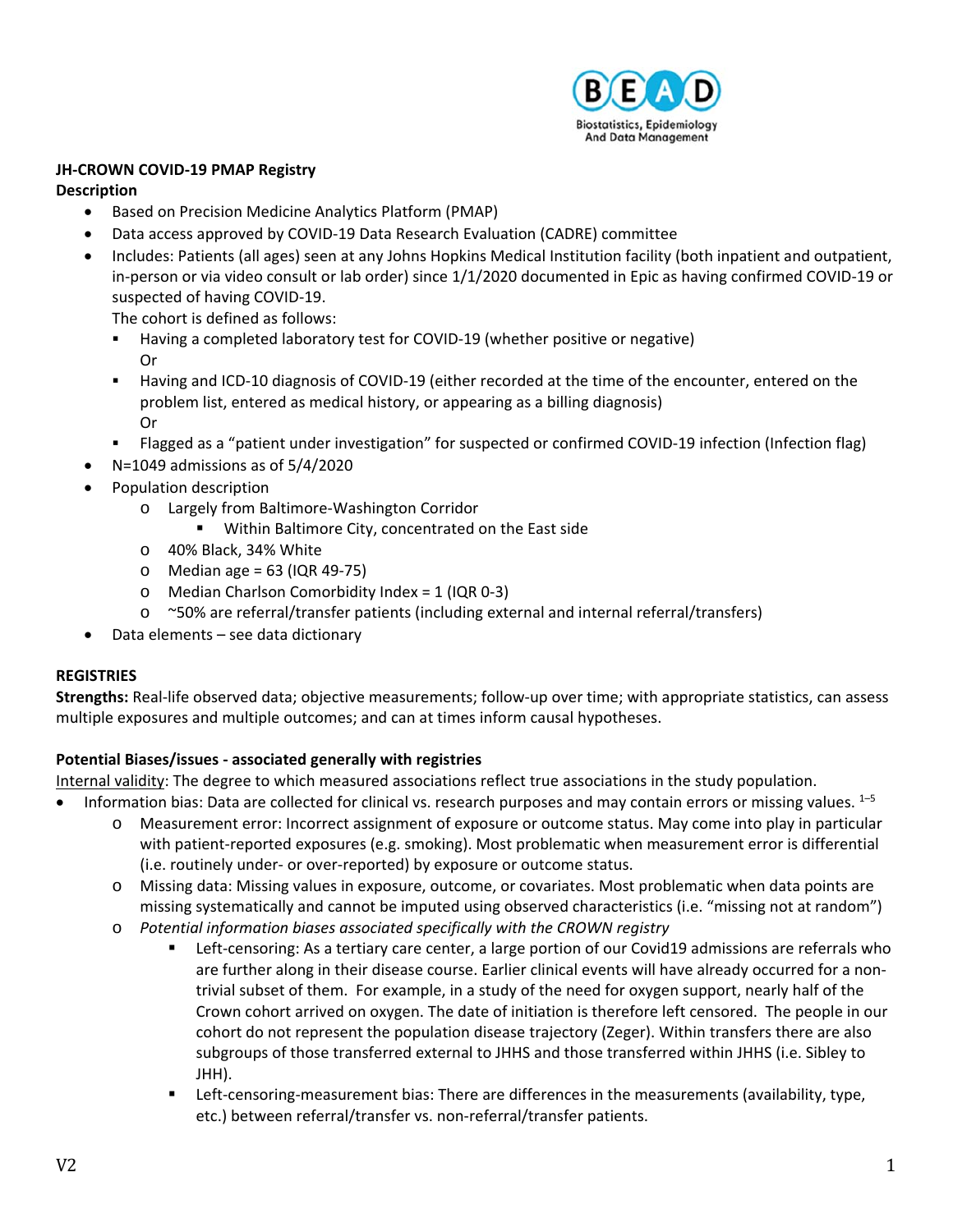**JH-CROWN COVID-19 PMAP Registry**

**Description**

- Based on Precision Medicine Analytics Platform (PMAP)
- Data access approved by COVID-19 Data Research Evaluation (CADRE) committee
- Includes: Patients (all ages) seen at any Johns Hopkins Medical Institution facility (both inpatient and outpatient, in-person or via video consult or lab order) since 1/1/2020 documented in Epic as having confirmed COVID-19 or suspected of having COVID-19.

  The cohort is defined as follows:
  - Having a completed laboratory test for COVID-19 (whether positive or negative)

    Or
  - Having and ICD-10 diagnosis of COVID-19 (either recorded at the time of the encounter, entered on the problem list, entered as medical history, or appearing as a billing diagnosis)

    Or
  - Flagged as a "patient under investigation" for suspected or confirmed COVID-19 infection (Infection flag)
- N=1049 admissions as of 5/4/2020
- Population description
  - Largely from Baltimore-Washington Corridor
    - Within Baltimore City, concentrated on the East side
  - 40% Black, 34% White
  - Median age = 63 (IQR 49-75)
  - Median Charlson Comorbidity Index = 1 (IQR 0-3)
  - ~50% are referral/transfer patients (including external and internal referral/transfers)
- Data elements – see data dictionary

**REGISTRIES**

**Strengths:** Real-life observed data; objective measurements; follow-up over time; with appropriate statistics, can assess multiple exposures and multiple outcomes; and can at times inform causal hypotheses.

**Potential Biases/issues - associated generally with registries**

<u>Internal validity</u>: The degree to which measured associations reflect true associations in the study population.

- Information bias: Data are collected for clinical vs. research purposes and may contain errors or missing values. [1–5]
  - Measurement error: Incorrect assignment of exposure or outcome status. May come into play in particular with patient-reported exposures (e.g. smoking). Most problematic when measurement error is differential (i.e. routinely under- or over-reported) by exposure or outcome status.
  - Missing data: Missing values in exposure, outcome, or covariates. Most problematic when data points are missing systematically and cannot be imputed using observed characteristics (i.e. "missing not at random")
  - *Potential information biases associated specifically with the CROWN registry*
    - Left-censoring: As a tertiary care center, a large portion of our Covid19 admissions are referrals who are further along in their disease course. Earlier clinical events will have already occurred for a non-trivial subset of them. For example, in a study of the need for oxygen support, nearly half of the Crown cohort arrived on oxygen. The date of initiation is therefore left censored. The people in our cohort do not represent the population disease trajectory (Zeger). Within transfers there are also subgroups of those transferred external to JHHS and those transferred within JHHS (i.e. Sibley to JHH).
    - Left-censoring-measurement bias: There are differences in the measurements (availability, type, etc.) between referral/transfer vs. non-referral/transfer patients.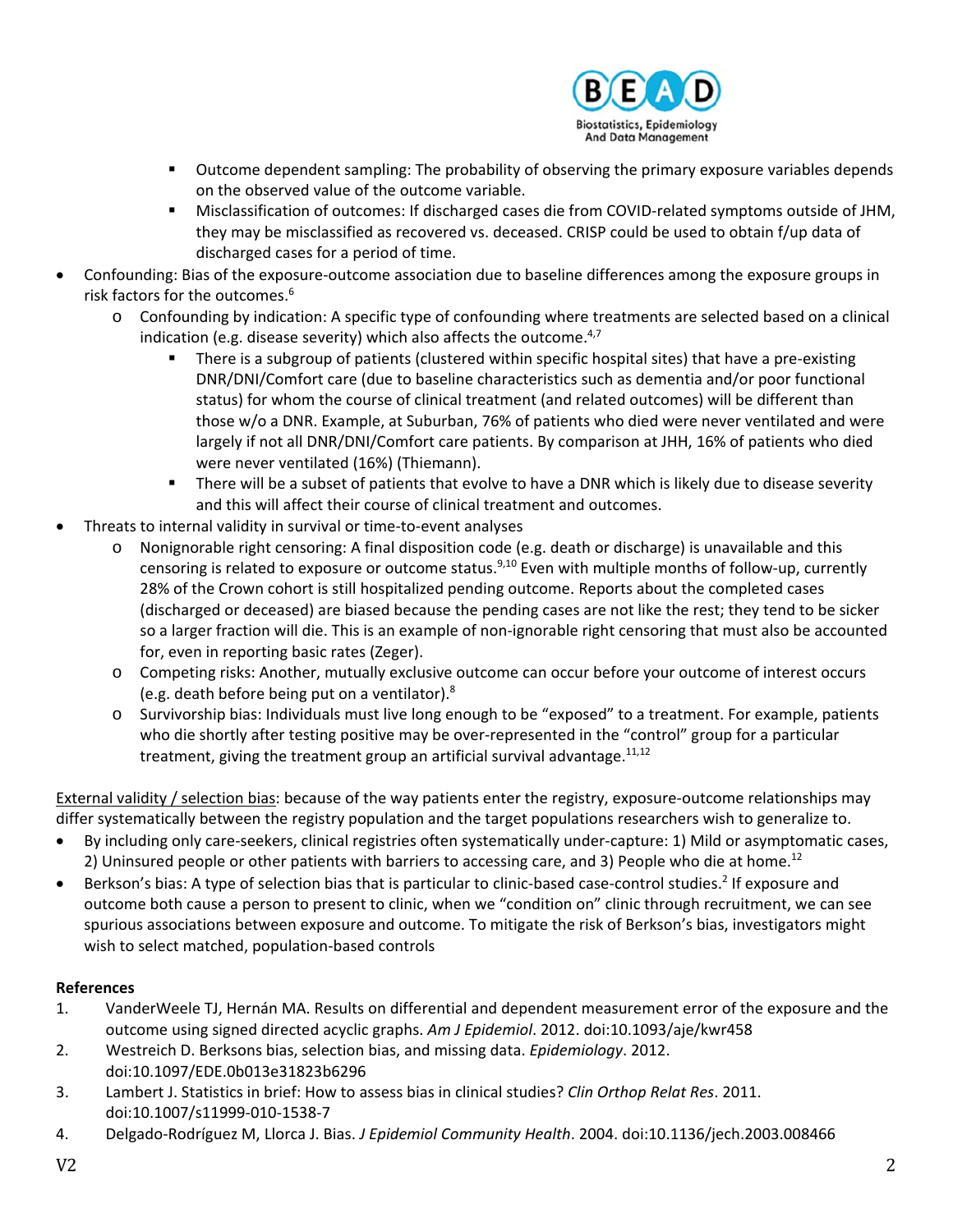- Outcome dependent sampling: The probability of observing the primary exposure variables depends on the observed value of the outcome variable.
- Misclassification of outcomes: If discharged cases die from COVID-related symptoms outside of JHM, they may be misclassified as recovered vs. deceased. CRISP could be used to obtain f/up data of discharged cases for a period of time.

- Confounding: Bias of the exposure-outcome association due to baseline differences among the exposure groups in risk factors for the outcomes.[6]
  - Confounding by indication: A specific type of confounding where treatments are selected based on a clinical indication (e.g. disease severity) which also affects the outcome.[4,7]
    - There is a subgroup of patients (clustered within specific hospital sites) that have a pre-existing DNR/DNI/Comfort care (due to baseline characteristics such as dementia and/or poor functional status) for whom the course of clinical treatment (and related outcomes) will be different than those w/o a DNR. Example, at Suburban, 76% of patients who died were never ventilated and were largely if not all DNR/DNI/Comfort care patients. By comparison at JHH, 16% of patients who died were never ventilated (16%) (Thiemann).
    - There will be a subset of patients that evolve to have a DNR which is likely due to disease severity and this will affect their course of clinical treatment and outcomes.
- Threats to internal validity in survival or time-to-event analyses
  - Nonignorable right censoring: A final disposition code (e.g. death or discharge) is unavailable and this censoring is related to exposure or outcome status.[9,10] Even with multiple months of follow-up, currently 28% of the Crown cohort is still hospitalized pending outcome. Reports about the completed cases (discharged or deceased) are biased because the pending cases are not like the rest; they tend to be sicker so a larger fraction will die. This is an example of non-ignorable right censoring that must also be accounted for, even in reporting basic rates (Zeger).
  - Competing risks: Another, mutually exclusive outcome can occur before your outcome of interest occurs (e.g. death before being put on a ventilator).[8]
  - Survivorship bias: Individuals must live long enough to be "exposed" to a treatment. For example, patients who die shortly after testing positive may be over-represented in the "control" group for a particular treatment, giving the treatment group an artificial survival advantage.[11,12]

<u>External validity / selection bias</u>: because of the way patients enter the registry, exposure-outcome relationships may differ systematically between the registry population and the target populations researchers wish to generalize to.

- By including only care-seekers, clinical registries often systematically under-capture: 1) Mild or asymptomatic cases, 2) Uninsured people or other patients with barriers to accessing care, and 3) People who die at home.[12]
- Berkson's bias: A type of selection bias that is particular to clinic-based case-control studies.[2] If exposure and outcome both cause a person to present to clinic, when we "condition on" clinic through recruitment, we can see spurious associations between exposure and outcome. To mitigate the risk of Berkson's bias, investigators might wish to select matched, population-based controls

**References**

1. VanderWeele TJ, Hernán MA. Results on differential and dependent measurement error of the exposure and the outcome using signed directed acyclic graphs. *Am J Epidemiol*. 2012. doi:10.1093/aje/kwr458
2. Westreich D. Berksons bias, selection bias, and missing data. *Epidemiology*. 2012. doi:10.1097/EDE.0b013e31823b6296
3. Lambert J. Statistics in brief: How to assess bias in clinical studies? *Clin Orthop Relat Res*. 2011. doi:10.1007/s11999-010-1538-7
4. Delgado-Rodríguez M, Llorca J. Bias. *J Epidemiol Community Health*. 2004. doi:10.1136/jech.2003.008466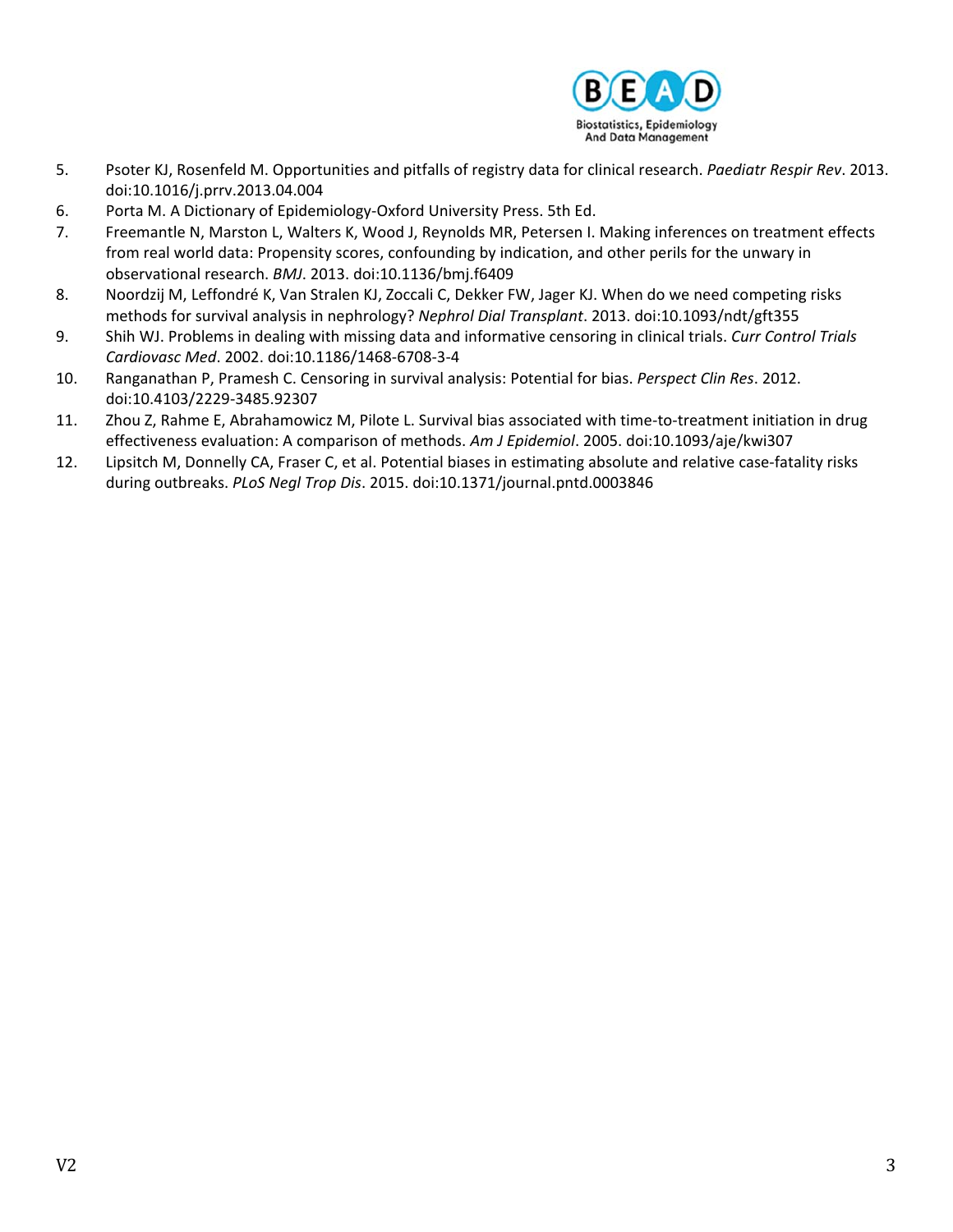5. Psoter KJ, Rosenfeld M. Opportunities and pitfalls of registry data for clinical research. *Paediatr Respir Rev*. 2013. doi:10.1016/j.prrv.2013.04.004
6. Porta M. A Dictionary of Epidemiology-Oxford University Press. 5th Ed.
7. Freemantle N, Marston L, Walters K, Wood J, Reynolds MR, Petersen I. Making inferences on treatment effects from real world data: Propensity scores, confounding by indication, and other perils for the unwary in observational research. *BMJ*. 2013. doi:10.1136/bmj.f6409
8. Noordzij M, Leffondré K, Van Stralen KJ, Zoccali C, Dekker FW, Jager KJ. When do we need competing risks methods for survival analysis in nephrology? *Nephrol Dial Transplant*. 2013. doi:10.1093/ndt/gft355
9. Shih WJ. Problems in dealing with missing data and informative censoring in clinical trials. *Curr Control Trials Cardiovasc Med*. 2002. doi:10.1186/1468-6708-3-4
10. Ranganathan P, Pramesh C. Censoring in survival analysis: Potential for bias. *Perspect Clin Res*. 2012. doi:10.4103/2229-3485.92307
11. Zhou Z, Rahme E, Abrahamowicz M, Pilote L. Survival bias associated with time-to-treatment initiation in drug effectiveness evaluation: A comparison of methods. *Am J Epidemiol*. 2005. doi:10.1093/aje/kwi307
12. Lipsitch M, Donnelly CA, Fraser C, et al. Potential biases in estimating absolute and relative case-fatality risks during outbreaks. *PLoS Negl Trop Dis*. 2015. doi:10.1371/journal.pntd.0003846